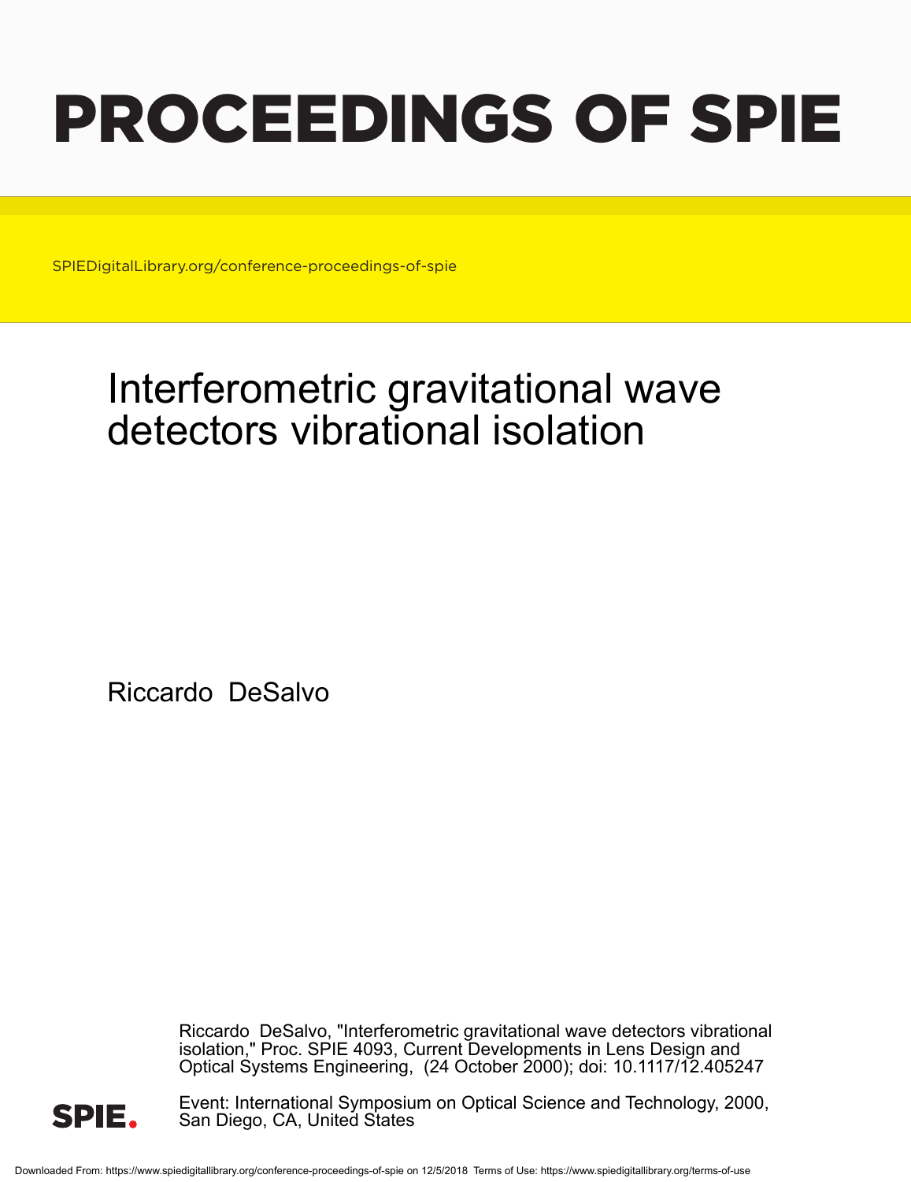# PROCEEDINGS OF SPIE

SPIEDigitalLibrary.org/conference-proceedings-of-spie

# Interferometric gravitational wave detectors vibrational isolation

Riccardo DeSalvo

Riccardo DeSalvo, "Interferometric gravitational wave detectors vibrational isolation," Proc. SPIE 4093, Current Developments in Lens Design and Optical Systems Engineering, (24 October 2000); doi: 10.1117/12.405247

Event: International Symposium on Optical Science and Technology, 2000, San Diego, CA, United States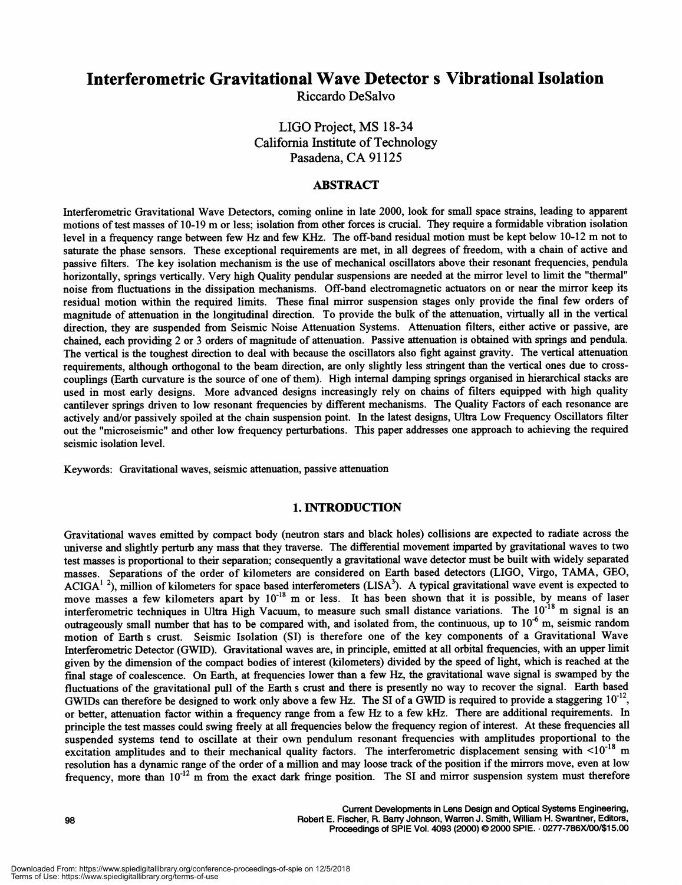# Interferometric Gravitational Wave Detector s Vibrational Isolation

Riccardo DeSalvo

LIGO Project, MS 18-34
California Institute of Technology
Pasadena, CA 91125

## ABSTRACT

Interferometric Gravitational Wave Detectors, coming online in late 2000, look for small space strains, leading to apparent motions of test masses of 10-19 m or less; isolation from other forces is crucial. They require a formidable vibration isolation level in a frequency range between few Hz and few KHz. The off-band residual motion must be kept below 10-12 m not to saturate the phase sensors. These exceptional requirements are met, in all degrees of freedom, with a chain of active and passive filters. The key isolation mechanism is the use of mechanical oscillators above their resonant frequencies, pendula horizontally, springs vertically. Very high Quality pendular suspensions are needed at the mirror level to limit the "thermal" noise from fluctuations in the dissipation mechanisms. Off-band electromagnetic actuators on or near the mirror keep its residual motion within the required limits. These final mirror suspension stages only provide the final few orders of magnitude of attenuation in the longitudinal direction. To provide the bulk of the attenuation, virtually all in the vertical direction, they are suspended from Seismic Noise Attenuation Systems. Attenuation filters, either active or passive, are chained, each providing 2 or 3 orders of magnitude of attenuation. Passive attenuation is obtained with springs and pendula. The vertical is the toughest direction to deal with because the oscillators also fight against gravity. The vertical attenuation requirements, although orthogonal to the beam direction, are only slightly less stringent than the vertical ones due to cross-couplings (Earth curvature is the source of one of them). High internal damping springs organised in hierarchical stacks are used in most early designs. More advanced designs increasingly rely on chains of filters equipped with high quality cantilever springs driven to low resonant frequencies by different mechanisms. The Quality Factors of each resonance are actively and/or passively spoiled at the chain suspension point. In the latest designs, Ultra Low Frequency Oscillators filter out the "microseismic" and other low frequency perturbations. This paper addresses one approach to achieving the required seismic isolation level.

Keywords: Gravitational waves, seismic attenuation, passive attenuation

## 1. INTRODUCTION

Gravitational waves emitted by compact body (neutron stars and black holes) collisions are expected to radiate across the universe and slightly perturb any mass that they traverse. The differential movement imparted by gravitational waves to two test masses is proportional to their separation; consequently a gravitational wave detector must be built with widely separated masses. Separations of the order of kilometers are considered on Earth based detectors (LIGO, Virgo, TAMA, GEO, ACIGA[1 2]), million of kilometers for space based interferometers (LISA[3]). A typical gravitational wave event is expected to move masses a few kilometers apart by $10^{-18}$ m or less. It has been shown that it is possible, by means of laser interferometric techniques in Ultra High Vacuum, to measure such small distance variations. The $10^{-18}$ m signal is an outrageously small number that has to be compared with, and isolated from, the continuous, up to $10^{-6}$ m, seismic random motion of Earth s crust. Seismic Isolation (SI) is therefore one of the key components of a Gravitational Wave Interferometric Detector (GWID). Gravitational waves are, in principle, emitted at all orbital frequencies, with an upper limit given by the dimension of the compact bodies of interest (kilometers) divided by the speed of light, which is reached at the final stage of coalescence. On Earth, at frequencies lower than a few Hz, the gravitational wave signal is swamped by the fluctuations of the gravitational pull of the Earth s crust and there is presently no way to recover the signal. Earth based GWIDs can therefore be designed to work only above a few Hz. The SI of a GWID is required to provide a staggering $10^{-12}$, or better, attenuation factor within a frequency range from a few Hz to a few kHz. There are additional requirements. In principle the test masses could swing freely at all frequencies below the frequency region of interest. At these frequencies all suspended systems tend to oscillate at their own pendulum resonant frequencies with amplitudes proportional to the excitation amplitudes and to their mechanical quality factors. The interferometric displacement sensing with $<10^{-18}$ m resolution has a dynamic range of the order of a million and may loose track of the position if the mirrors move, even at low frequency, more than $10^{-12}$ m from the exact dark fringe position. The SI and mirror suspension system must therefore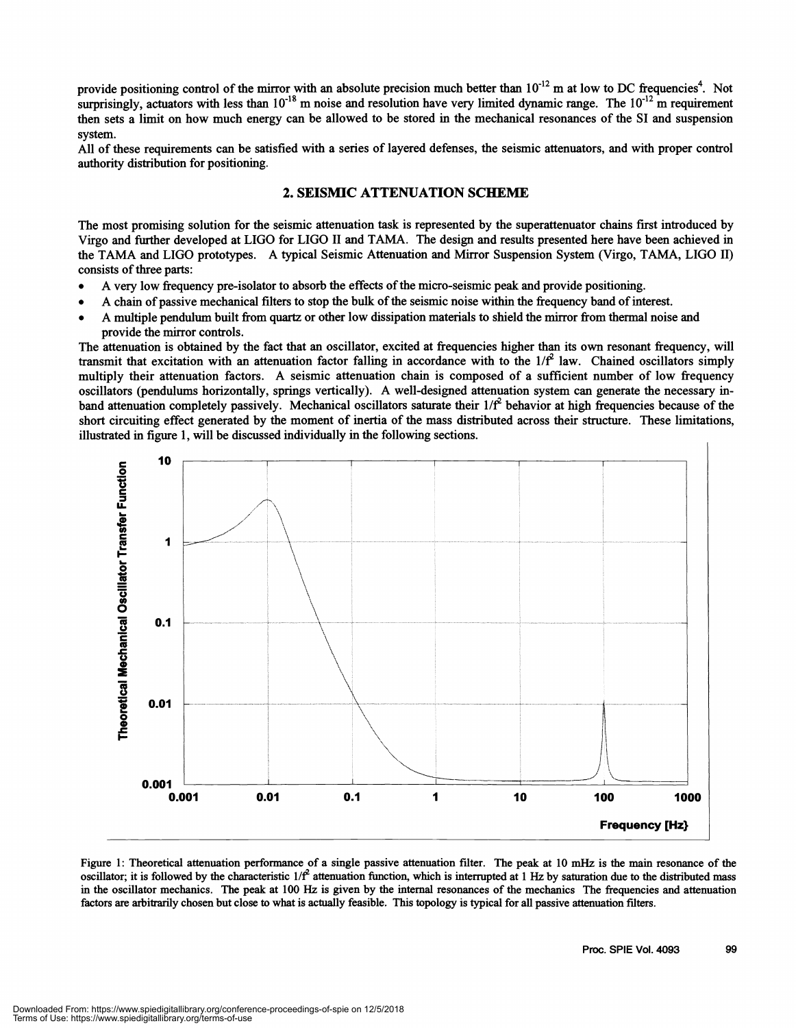provide positioning control of the mirror with an absolute precision much better than $10^{-12}$ m at low to DC frequencies[4]. Not surprisingly, actuators with less than $10^{-18}$ m noise and resolution have very limited dynamic range. The $10^{-12}$ m requirement then sets a limit on how much energy can be allowed to be stored in the mechanical resonances of the SI and suspension system.

All of these requirements can be satisfied with a series of layered defenses, the seismic attenuators, and with proper control authority distribution for positioning.

## 2. SEISMIC ATTENUATION SCHEME

The most promising solution for the seismic attenuation task is represented by the superattenuator chains first introduced by Virgo and further developed at LIGO for LIGO II and TAMA. The design and results presented here have been achieved in the TAMA and LIGO prototypes. A typical Seismic Attenuation and Mirror Suspension System (Virgo, TAMA, LIGO II) consists of three parts:

- A very low frequency pre-isolator to absorb the effects of the micro-seismic peak and provide positioning.
- A chain of passive mechanical filters to stop the bulk of the seismic noise within the frequency band of interest.
- A multiple pendulum built from quartz or other low dissipation materials to shield the mirror from thermal noise and provide the mirror controls.

The attenuation is obtained by the fact that an oscillator, excited at frequencies higher than its own resonant frequency, will transmit that excitation with an attenuation factor falling in accordance with to the $1/f^2$ law. Chained oscillators simply multiply their attenuation factors. A seismic attenuation chain is composed of a sufficient number of low frequency oscillators (pendulums horizontally, springs vertically). A well-designed attenuation system can generate the necessary in-band attenuation completely passively. Mechanical oscillators saturate their $1/f^2$ behavior at high frequencies because of the short circuiting effect generated by the moment of inertia of the mass distributed across their structure. These limitations, illustrated in figure 1, will be discussed individually in the following sections.

Figure 1: Theoretical attenuation performance of a single passive attenuation filter. The peak at 10 mHz is the main resonance of the oscillator; it is followed by the characteristic $1/f^2$ attenuation function, which is interrupted at 1 Hz by saturation due to the distributed mass in the oscillator mechanics. The peak at 100 Hz is given by the internal resonances of the mechanics The frequencies and attenuation factors are arbitrarily chosen but close to what is actually feasible. This topology is typical for all passive attenuation filters.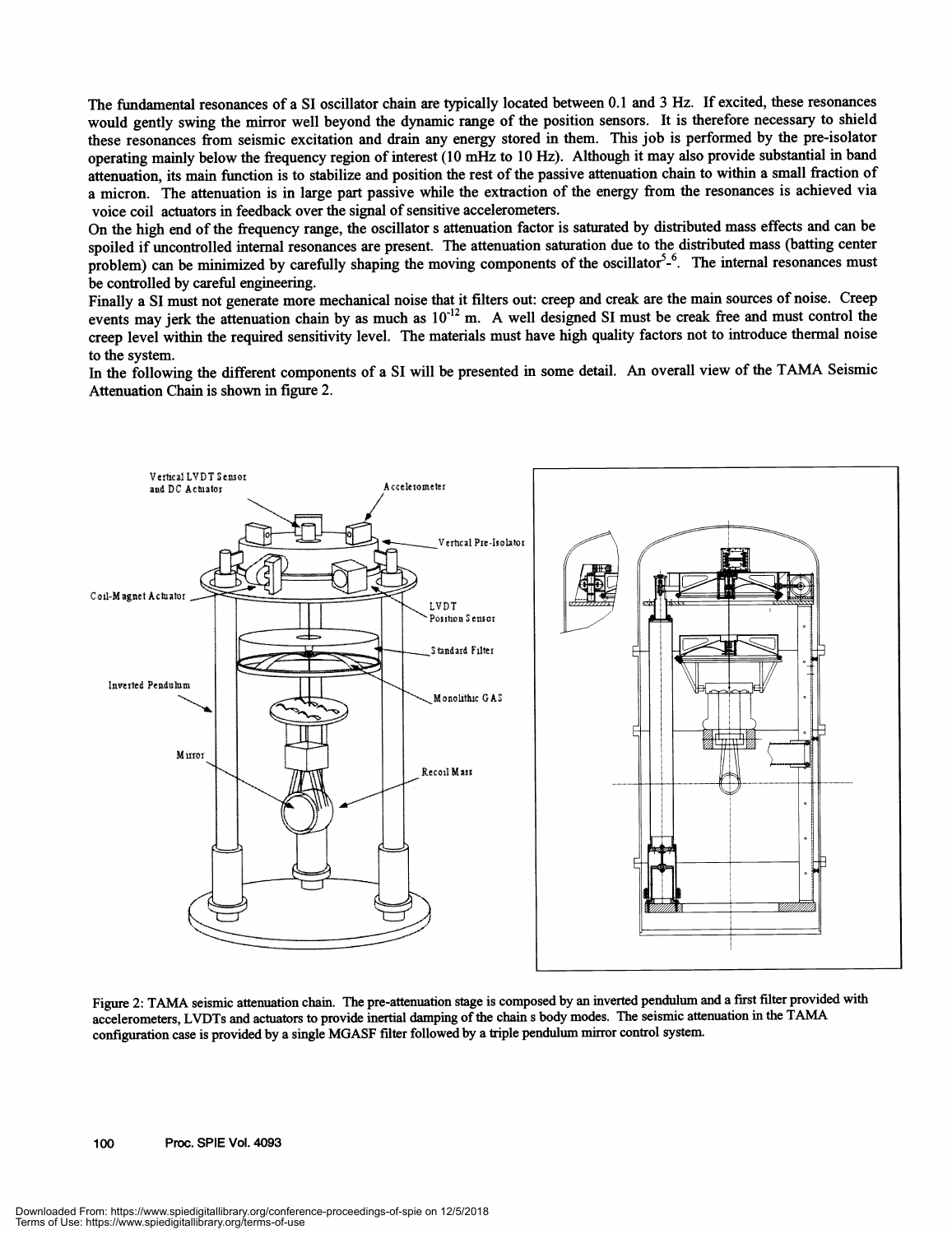The fundamental resonances of a SI oscillator chain are typically located between 0.1 and 3 Hz. If excited, these resonances would gently swing the mirror well beyond the dynamic range of the position sensors. It is therefore necessary to shield these resonances from seismic excitation and drain any energy stored in them. This job is performed by the pre-isolator operating mainly below the frequency region of interest (10 mHz to 10 Hz). Although it may also provide substantial in band attenuation, its main function is to stabilize and position the rest of the passive attenuation chain to within a small fraction of a micron. The attenuation is in large part passive while the extraction of the energy from the resonances is achieved via voice coil actuators in feedback over the signal of sensitive accelerometers.

On the high end of the frequency range, the oscillator s attenuation factor is saturated by distributed mass effects and can be spoiled if uncontrolled internal resonances are present. The attenuation saturation due to the distributed mass (batting center problem) can be minimized by carefully shaping the moving components of the oscillator[5]-[6]. The internal resonances must be controlled by careful engineering.

Finally a SI must not generate more mechanical noise that it filters out: creep and creak are the main sources of noise. Creep events may jerk the attenuation chain by as much as $10^{-12}$ m. A well designed SI must be creak free and must control the creep level within the required sensitivity level. The materials must have high quality factors not to introduce thermal noise to the system.

In the following the different components of a SI will be presented in some detail. An overall view of the TAMA Seismic Attenuation Chain is shown in figure 2.

Figure 2: TAMA seismic attenuation chain. The pre-attenuation stage is composed by an inverted pendulum and a first filter provided with accelerometers, LVDTs and actuators to provide inertial damping of the chain s body modes. The seismic attenuation in the TAMA configuration case is provided by a single MGASF filter followed by a triple pendulum mirror control system.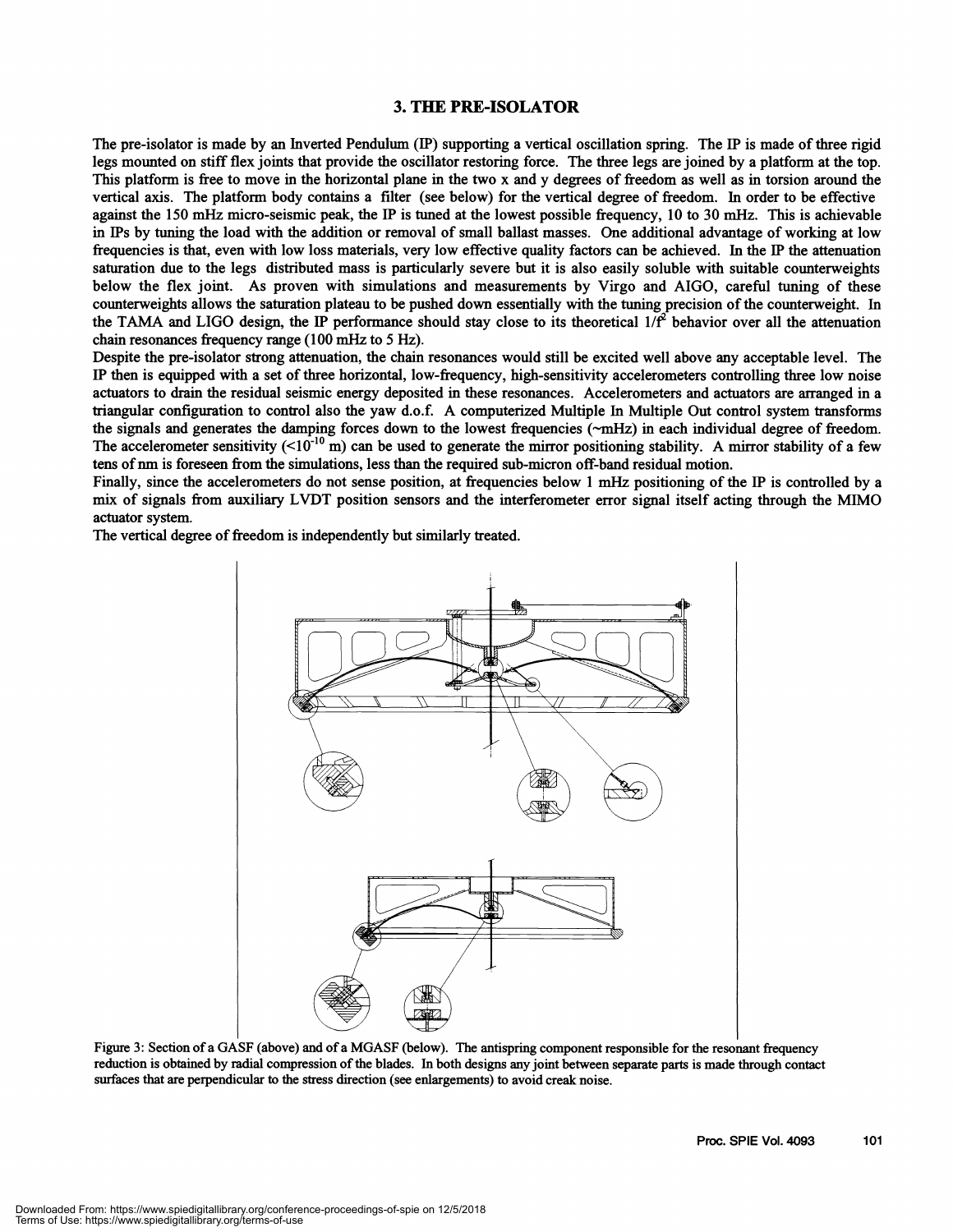## 3. THE PRE-ISOLATOR

The pre-isolator is made by an Inverted Pendulum (IP) supporting a vertical oscillation spring. The IP is made of three rigid legs mounted on stiff flex joints that provide the oscillator restoring force. The three legs are joined by a platform at the top. This platform is free to move in the horizontal plane in the two x and y degrees of freedom as well as in torsion around the vertical axis. The platform body contains a filter (see below) for the vertical degree of freedom. In order to be effective against the 150 mHz micro-seismic peak, the IP is tuned at the lowest possible frequency, 10 to 30 mHz. This is achievable in IPs by tuning the load with the addition or removal of small ballast masses. One additional advantage of working at low frequencies is that, even with low loss materials, very low effective quality factors can be achieved. In the IP the attenuation saturation due to the legs distributed mass is particularly severe but it is also easily soluble with suitable counterweights below the flex joint. As proven with simulations and measurements by Virgo and AIGO, careful tuning of these counterweights allows the saturation plateau to be pushed down essentially with the tuning precision of the counterweight. In the TAMA and LIGO design, the IP performance should stay close to its theoretical $1/f^2$ behavior over all the attenuation chain resonances frequency range (100 mHz to 5 Hz).

Despite the pre-isolator strong attenuation, the chain resonances would still be excited well above any acceptable level. The IP then is equipped with a set of three horizontal, low-frequency, high-sensitivity accelerometers controlling three low noise actuators to drain the residual seismic energy deposited in these resonances. Accelerometers and actuators are arranged in a triangular configuration to control also the yaw d.o.f. A computerized Multiple In Multiple Out control system transforms the signals and generates the damping forces down to the lowest frequencies (~mHz) in each individual degree of freedom. The accelerometer sensitivity ($<10^{-10}$ m) can be used to generate the mirror positioning stability. A mirror stability of a few tens of nm is foreseen from the simulations, less than the required sub-micron off-band residual motion.

Finally, since the accelerometers do not sense position, at frequencies below 1 mHz positioning of the IP is controlled by a mix of signals from auxiliary LVDT position sensors and the interferometer error signal itself acting through the MIMO actuator system.

The vertical degree of freedom is independently but similarly treated.

Figure 3: Section of a GASF (above) and of a MGASF (below). The antispring component responsible for the resonant frequency reduction is obtained by radial compression of the blades. In both designs any joint between separate parts is made through contact surfaces that are perpendicular to the stress direction (see enlargements) to avoid creak noise.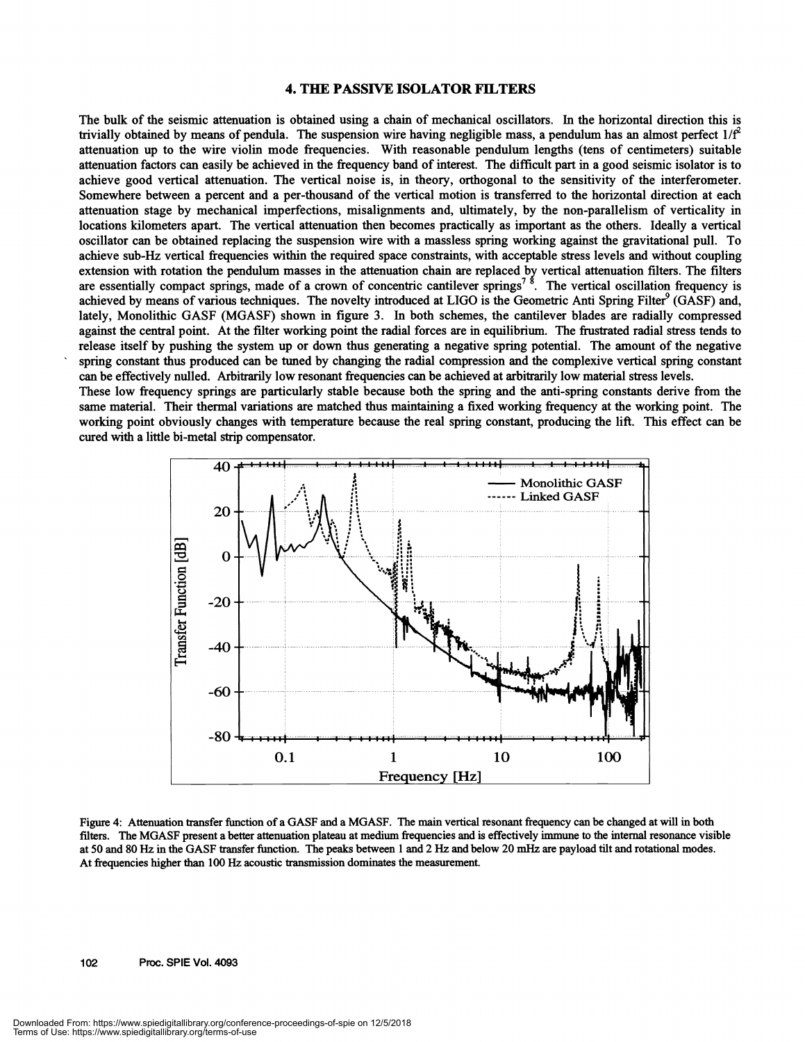## 4. THE PASSIVE ISOLATOR FILTERS

The bulk of the seismic attenuation is obtained using a chain of mechanical oscillators. In the horizontal direction this is trivially obtained by means of pendula. The suspension wire having negligible mass, a pendulum has an almost perfect $1/f^2$ attenuation up to the wire violin mode frequencies. With reasonable pendulum lengths (tens of centimeters) suitable attenuation factors can easily be achieved in the frequency band of interest. The difficult part in a good seismic isolator is to achieve good vertical attenuation. The vertical noise is, in theory, orthogonal to the sensitivity of the interferometer. Somewhere between a percent and a per-thousand of the vertical motion is transferred to the horizontal direction at each attenuation stage by mechanical imperfections, misalignments and, ultimately, by the non-parallelism of verticality in locations kilometers apart. The vertical attenuation then becomes practically as important as the others. Ideally a vertical oscillator can be obtained replacing the suspension wire with a massless spring working against the gravitational pull. To achieve sub-Hz vertical frequencies within the required space constraints, with acceptable stress levels and without coupling extension with rotation the pendulum masses in the attenuation chain are replaced by vertical attenuation filters. The filters are essentially compact springs, made of a crown of concentric cantilever springs[7 8]. The vertical oscillation frequency is achieved by means of various techniques. The novelty introduced at LIGO is the Geometric Anti Spring Filter[9] (GASF) and, lately, Monolithic GASF (MGASF) shown in figure 3. In both schemes, the cantilever blades are radially compressed against the central point. At the filter working point the radial forces are in equilibrium. The frustrated radial stress tends to release itself by pushing the system up or down thus generating a negative spring potential. The amount of the negative spring constant thus produced can be tuned by changing the radial compression and the complexive vertical spring constant can be effectively nulled. Arbitrarily low resonant frequencies can be achieved at arbitrarily low material stress levels.

These low frequency springs are particularly stable because both the spring and the anti-spring constants derive from the same material. Their thermal variations are matched thus maintaining a fixed working frequency at the working point. The working point obviously changes with temperature because the real spring constant, producing the lift. This effect can be cured with a little bi-metal strip compensator.

Figure 4: Attenuation transfer function of a GASF and a MGASF. The main vertical resonant frequency can be changed at will in both filters. The MGASF present a better attenuation plateau at medium frequencies and is effectively immune to the internal resonance visible at 50 and 80 Hz in the GASF transfer function. The peaks between 1 and 2 Hz and below 20 mHz are payload tilt and rotational modes. At frequencies higher than 100 Hz acoustic transmission dominates the measurement.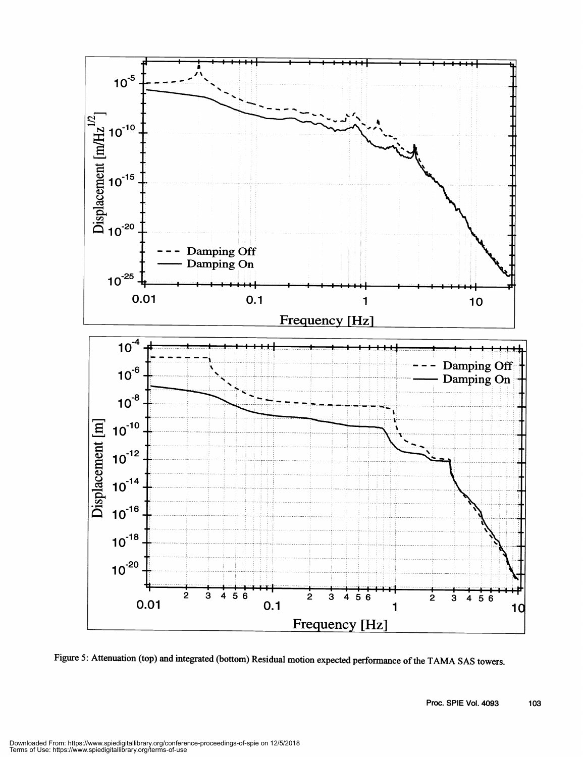Figure 5: Attenuation (top) and integrated (bottom) Residual motion expected performance of the TAMA SAS towers.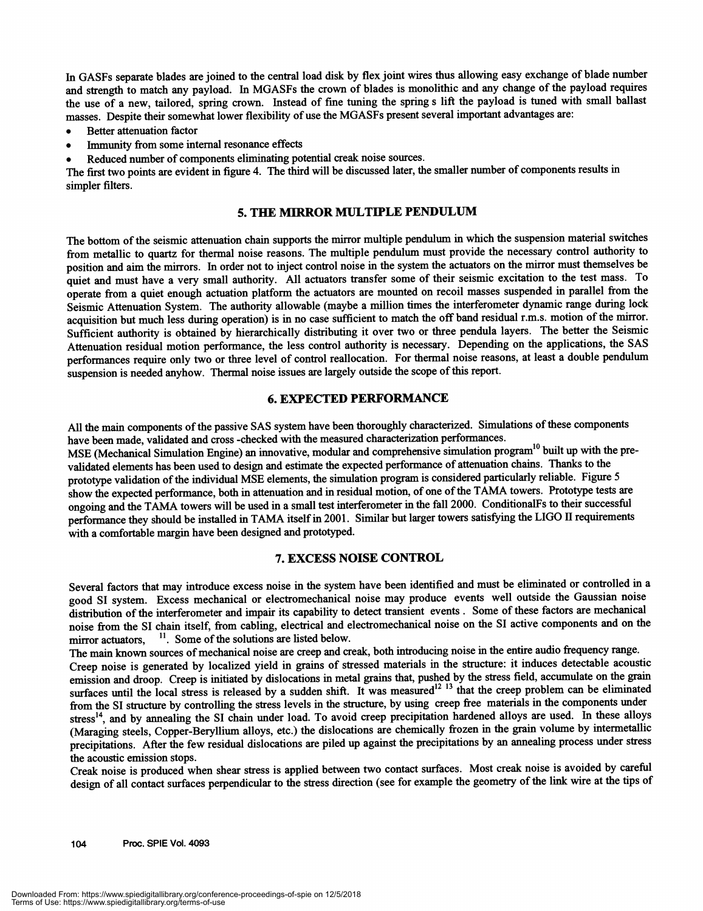In GASFs separate blades are joined to the central load disk by flex joint wires thus allowing easy exchange of blade number and strength to match any payload. In MGASFs the crown of blades is monolithic and any change of the payload requires the use of a new, tailored, spring crown. Instead of fine tuning the spring s lift the payload is tuned with small ballast masses. Despite their somewhat lower flexibility of use the MGASFs present several important advantages are:

- Better attenuation factor
- Immunity from some internal resonance effects
- Reduced number of components eliminating potential creak noise sources.

The first two points are evident in figure 4. The third will be discussed later, the smaller number of components results in simpler filters.

## 5. THE MIRROR MULTIPLE PENDULUM

The bottom of the seismic attenuation chain supports the mirror multiple pendulum in which the suspension material switches from metallic to quartz for thermal noise reasons. The multiple pendulum must provide the necessary control authority to position and aim the mirrors. In order not to inject control noise in the system the actuators on the mirror must themselves be quiet and must have a very small authority. All actuators transfer some of their seismic excitation to the test mass. To operate from a quiet enough actuation platform the actuators are mounted on recoil masses suspended in parallel from the Seismic Attenuation System. The authority allowable (maybe a million times the interferometer dynamic range during lock acquisition but much less during operation) is in no case sufficient to match the off band residual r.m.s. motion of the mirror. Sufficient authority is obtained by hierarchically distributing it over two or three pendula layers. The better the Seismic Attenuation residual motion performance, the less control authority is necessary. Depending on the applications, the SAS performances require only two or three level of control reallocation. For thermal noise reasons, at least a double pendulum suspension is needed anyhow. Thermal noise issues are largely outside the scope of this report.

## 6. EXPECTED PERFORMANCE

All the main components of the passive SAS system have been thoroughly characterized. Simulations of these components have been made, validated and cross -checked with the measured characterization performances.

MSE (Mechanical Simulation Engine) an innovative, modular and comprehensive simulation program[10] built up with the pre-validated elements has been used to design and estimate the expected performance of attenuation chains. Thanks to the prototype validation of the individual MSE elements, the simulation program is considered particularly reliable. Figure 5 show the expected performance, both in attenuation and in residual motion, of one of the TAMA towers. Prototype tests are ongoing and the TAMA towers will be used in a small test interferometer in the fall 2000. ConditionalFs to their successful performance they should be installed in TAMA itself in 2001. Similar but larger towers satisfying the LIGO II requirements with a comfortable margin have been designed and prototyped.

## 7. EXCESS NOISE CONTROL

Several factors that may introduce excess noise in the system have been identified and must be eliminated or controlled in a good SI system. Excess mechanical or electromechanical noise may produce events well outside the Gaussian noise distribution of the interferometer and impair its capability to detect transient events . Some of these factors are mechanical noise from the SI chain itself, from cabling, electrical and electromechanical noise on the SI active components and on the mirror actuators, [11]. Some of the solutions are listed below.

The main known sources of mechanical noise are creep and creak, both introducing noise in the entire audio frequency range. Creep noise is generated by localized yield in grains of stressed materials in the structure: it induces detectable acoustic emission and droop. Creep is initiated by dislocations in metal grains that, pushed by the stress field, accumulate on the grain surfaces until the local stress is released by a sudden shift. It was measured[12 13] that the creep problem can be eliminated from the SI structure by controlling the stress levels in the structure, by using creep free materials in the components under stress[14], and by annealing the SI chain under load. To avoid creep precipitation hardened alloys are used. In these alloys (Maraging steels, Copper-Beryllium alloys, etc.) the dislocations are chemically frozen in the grain volume by intermetallic precipitations. After the few residual dislocations are piled up against the precipitations by an annealing process under stress the acoustic emission stops.

Creak noise is produced when shear stress is applied between two contact surfaces. Most creak noise is avoided by careful design of all contact surfaces perpendicular to the stress direction (see for example the geometry of the link wire at the tips of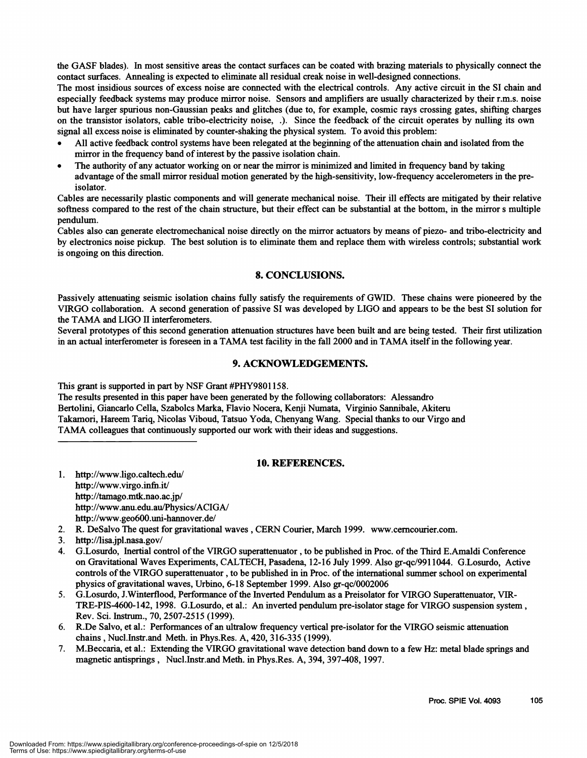the GASF blades). In most sensitive areas the contact surfaces can be coated with brazing materials to physically connect the contact surfaces. Annealing is expected to eliminate all residual creak noise in well-designed connections.

The most insidious sources of excess noise are connected with the electrical controls. Any active circuit in the SI chain and especially feedback systems may produce mirror noise. Sensors and amplifiers are usually characterized by their r.m.s. noise but have larger spurious non-Gaussian peaks and glitches (due to, for example, cosmic rays crossing gates, shifting charges on the transistor isolators, cable tribo-electricity noise, .). Since the feedback of the circuit operates by nulling its own signal all excess noise is eliminated by counter-shaking the physical system. To avoid this problem:

- All active feedback control systems have been relegated at the beginning of the attenuation chain and isolated from the mirror in the frequency band of interest by the passive isolation chain.
- The authority of any actuator working on or near the mirror is minimized and limited in frequency band by taking advantage of the small mirror residual motion generated by the high-sensitivity, low-frequency accelerometers in the pre-isolator.

Cables are necessarily plastic components and will generate mechanical noise. Their ill effects are mitigated by their relative softness compared to the rest of the chain structure, but their effect can be substantial at the bottom, in the mirror s multiple pendulum.

Cables also can generate electromechanical noise directly on the mirror actuators by means of piezo- and tribo-electricity and by electronics noise pickup. The best solution is to eliminate them and replace them with wireless controls; substantial work is ongoing on this direction.

## 8. CONCLUSIONS.

Passively attenuating seismic isolation chains fully satisfy the requirements of GWID. These chains were pioneered by the VIRGO collaboration. A second generation of passive SI was developed by LIGO and appears to be the best SI solution for the TAMA and LIGO II interferometers.

Several prototypes of this second generation attenuation structures have been built and are being tested. Their first utilization in an actual interferometer is foreseen in a TAMA test facility in the fall 2000 and in TAMA itself in the following year.

## 9. ACKNOWLEDGEMENTS.

This grant is supported in part by NSF Grant #PHY9801158.

The results presented in this paper have been generated by the following collaborators: Alessandro Bertolini, Giancarlo Cella, Szabolcs Marka, Flavio Nocera, Kenji Numata, Virginio Sannibale, Akiteru Takamori, Hareem Tariq, Nicolas Viboud, Tatsuo Yoda, Chenyang Wang. Special thanks to our Virgo and TAMA colleagues that continuously supported our work with their ideas and suggestions.

---

## 10. REFERENCES.

1. http://www.ligo.caltech.edu/
   http://www.virgo.infn.it/
   http://tamago.mtk.nao.ac.jp/
   http://www.anu.edu.au/Physics/ACIGA/
   http://www.geo600.uni-hannover.de/
2. R. DeSalvo The quest for gravitational waves , CERN Courier, March 1999. www.cerncourier.com.
3. http://lisa.jpl.nasa.gov/
4. G.Losurdo, Inertial control of the VIRGO superattenuator , to be published in Proc. of the Third E.Amaldi Conference on Gravitational Waves Experiments, CALTECH, Pasadena, 12-16 July 1999. Also gr-qc/9911044. G.Losurdo, Active controls of the VIRGO superattenuator , to be published in in Proc. of the international summer school on experimental physics of gravitational waves, Urbino, 6-18 September 1999. Also gr-qc/0002006
5. G.Losurdo, J.Winterflood, Performance of the Inverted Pendulum as a Preisolator for VIRGO Superattenuator, VIR-TRE-PIS-4600-142, 1998. G.Losurdo, et al.: An inverted pendulum pre-isolator stage for VIRGO suspension system , Rev. Sci. Instrum., 70, 2507-2515 (1999).
6. R.De Salvo, et al.: Performances of an ultralow frequency vertical pre-isolator for the VIRGO seismic attenuation chains , Nucl.Instr.and Meth. in Phys.Res. A, 420, 316-335 (1999).
7. M.Beccaria, et al.: Extending the VIRGO gravitational wave detection band down to a few Hz: metal blade springs and magnetic antisprings , Nucl.Instr.and Meth. in Phys.Res. A, 394, 397-408, 1997.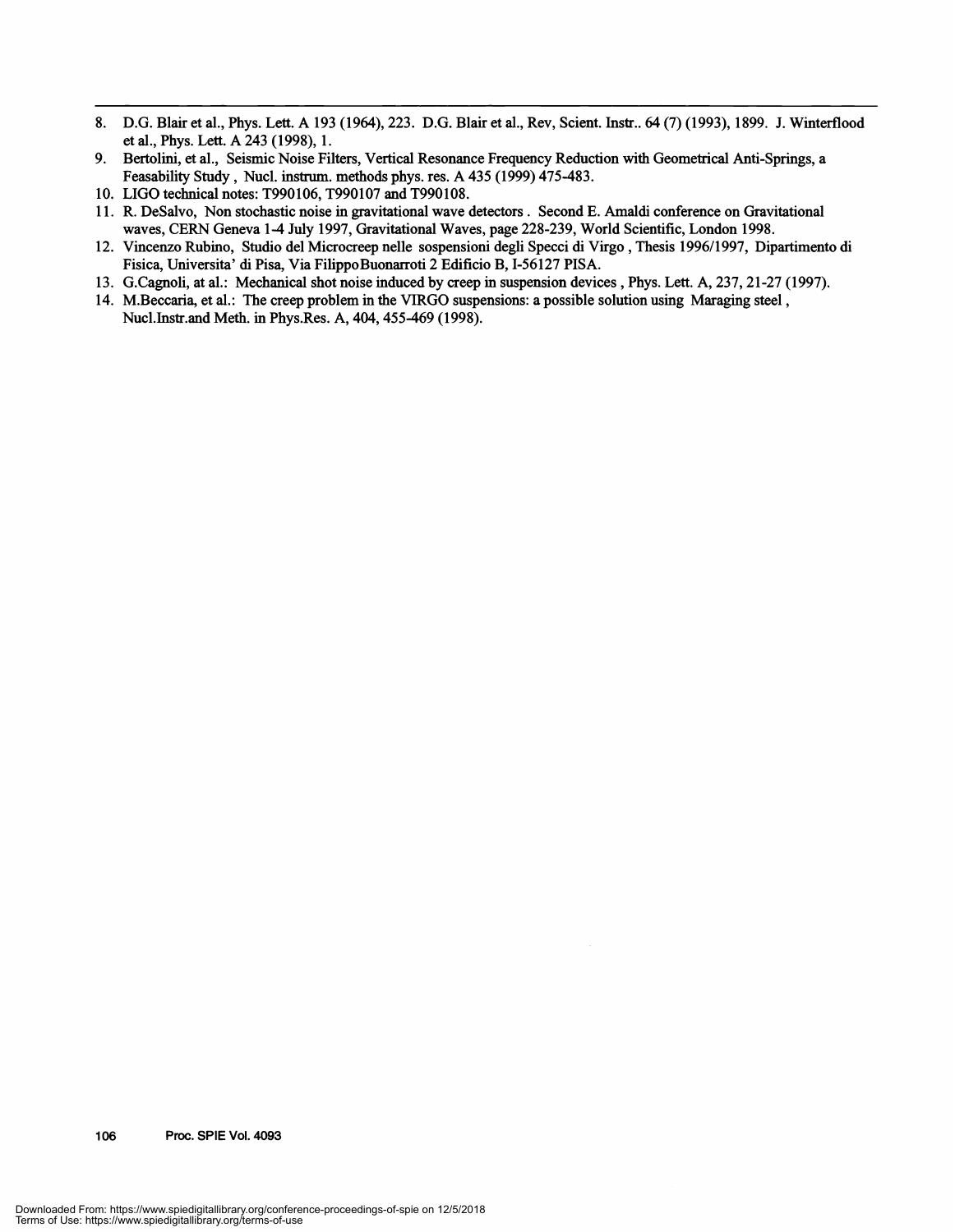8. D.G. Blair et al., Phys. Lett. A 193 (1964), 223. D.G. Blair et al., Rev, Scient. Instr.. 64 (7) (1993), 1899. J. Winterflood et al., Phys. Lett. A 243 (1998), 1.
9. Bertolini, et al., Seismic Noise Filters, Vertical Resonance Frequency Reduction with Geometrical Anti-Springs, a Feasability Study , Nucl. instrum. methods phys. res. A 435 (1999) 475-483.
10. LIGO technical notes: T990106, T990107 and T990108.
11. R. DeSalvo, Non stochastic noise in gravitational wave detectors . Second E. Amaldi conference on Gravitational waves, CERN Geneva 1-4 July 1997, Gravitational Waves, page 228-239, World Scientific, London 1998.
12. Vincenzo Rubino, Studio del Microcreep nelle sospensioni degli Specci di Virgo , Thesis 1996/1997, Dipartimento di Fisica, Universita' di Pisa, Via FilippoBuonarroti 2 Edificio B, I-56127 PISA.
13. G.Cagnoli, at al.: Mechanical shot noise induced by creep in suspension devices , Phys. Lett. A, 237, 21-27 (1997).
14. M.Beccaria, et al.: The creep problem in the VIRGO suspensions: a possible solution using Maraging steel , Nucl.Instr.and Meth. in Phys.Res. A, 404, 455-469 (1998).